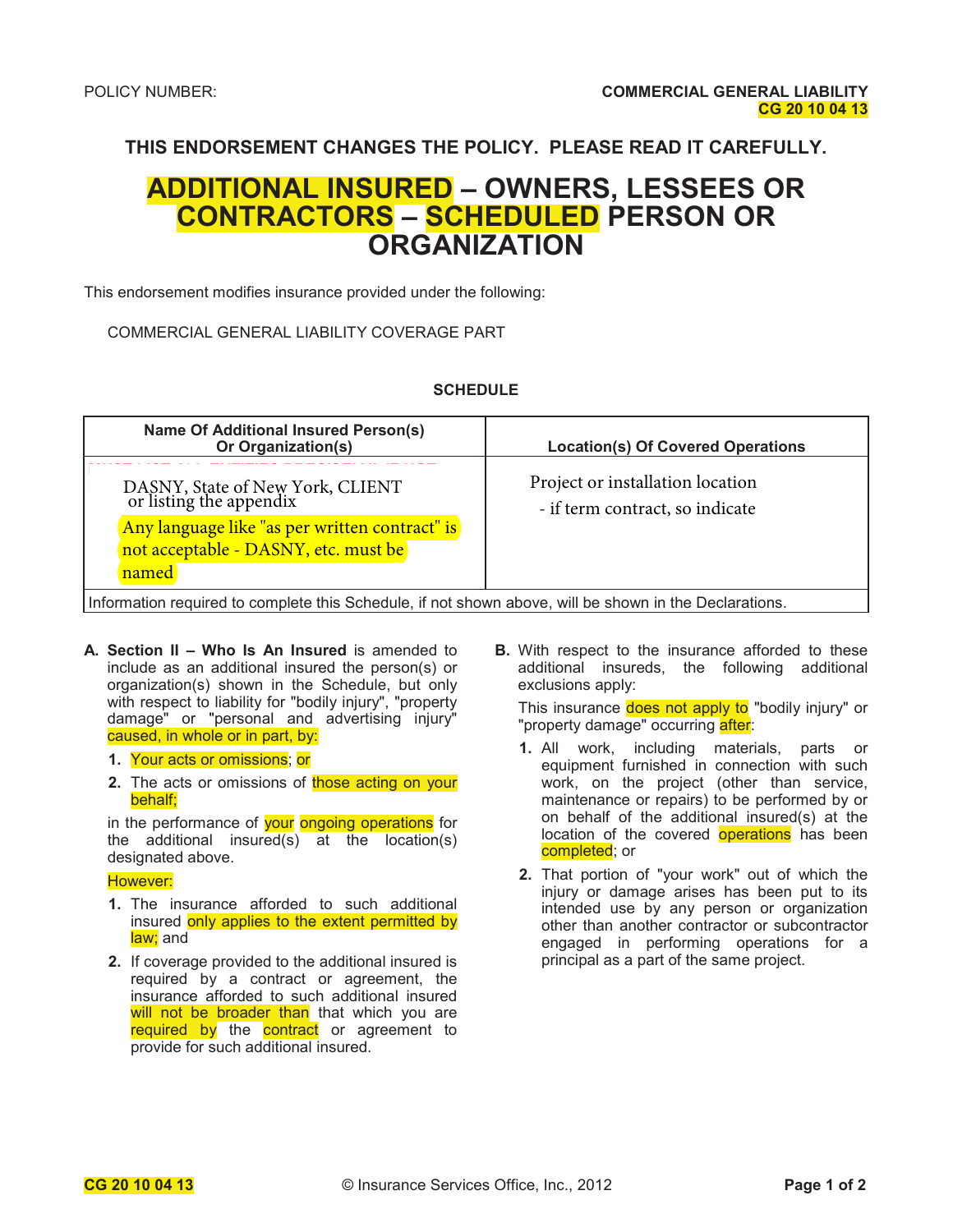POLICY NUMBER:

**COMMERCIAL GENERAL LIABILITY**
**CG 20 10 04 13**

**THIS ENDORSEMENT CHANGES THE POLICY. PLEASE READ IT CAREFULLY.**

# ADDITIONAL INSURED – OWNERS, LESSEES OR CONTRACTORS – SCHEDULED PERSON OR ORGANIZATION

This endorsement modifies insurance provided under the following:

COMMERCIAL GENERAL LIABILITY COVERAGE PART

**SCHEDULE**

| Name Of Additional Insured Person(s) Or Organization(s) | Location(s) Of Covered Operations |
|---|---|
| DASNY, State of New York, CLIENT or listing the appendix<br>Any language like "as per written contract" is not acceptable - DASNY, etc. must be named | Project or installation location<br>- if term contract, so indicate |
| Information required to complete this Schedule, if not shown above, will be shown in the Declarations. | |

**A.** **Section II – Who Is An Insured** is amended to include as an additional insured the person(s) or organization(s) shown in the Schedule, but only with respect to liability for "bodily injury", "property damage" or "personal and advertising injury" caused, in whole or in part, by:

1. Your acts or omissions; or
2. The acts or omissions of those acting on your behalf;

in the performance of your ongoing operations for the additional insured(s) at the location(s) designated above.

However:

1. The insurance afforded to such additional insured only applies to the extent permitted by law; and
2. If coverage provided to the additional insured is required by a contract or agreement, the insurance afforded to such additional insured will not be broader than that which you are required by the contract or agreement to provide for such additional insured.

**B.** With respect to the insurance afforded to these additional insureds, the following additional exclusions apply:

This insurance does not apply to "bodily injury" or "property damage" occurring after:

1. All work, including materials, parts or equipment furnished in connection with such work, on the project (other than service, maintenance or repairs) to be performed by or on behalf of the additional insured(s) at the location of the covered operations has been completed; or
2. That portion of "your work" out of which the injury or damage arises has been put to its intended use by any person or organization other than another contractor or subcontractor engaged in performing operations for a principal as a part of the same project.

CG 20 10 04 13 © Insurance Services Office, Inc., 2012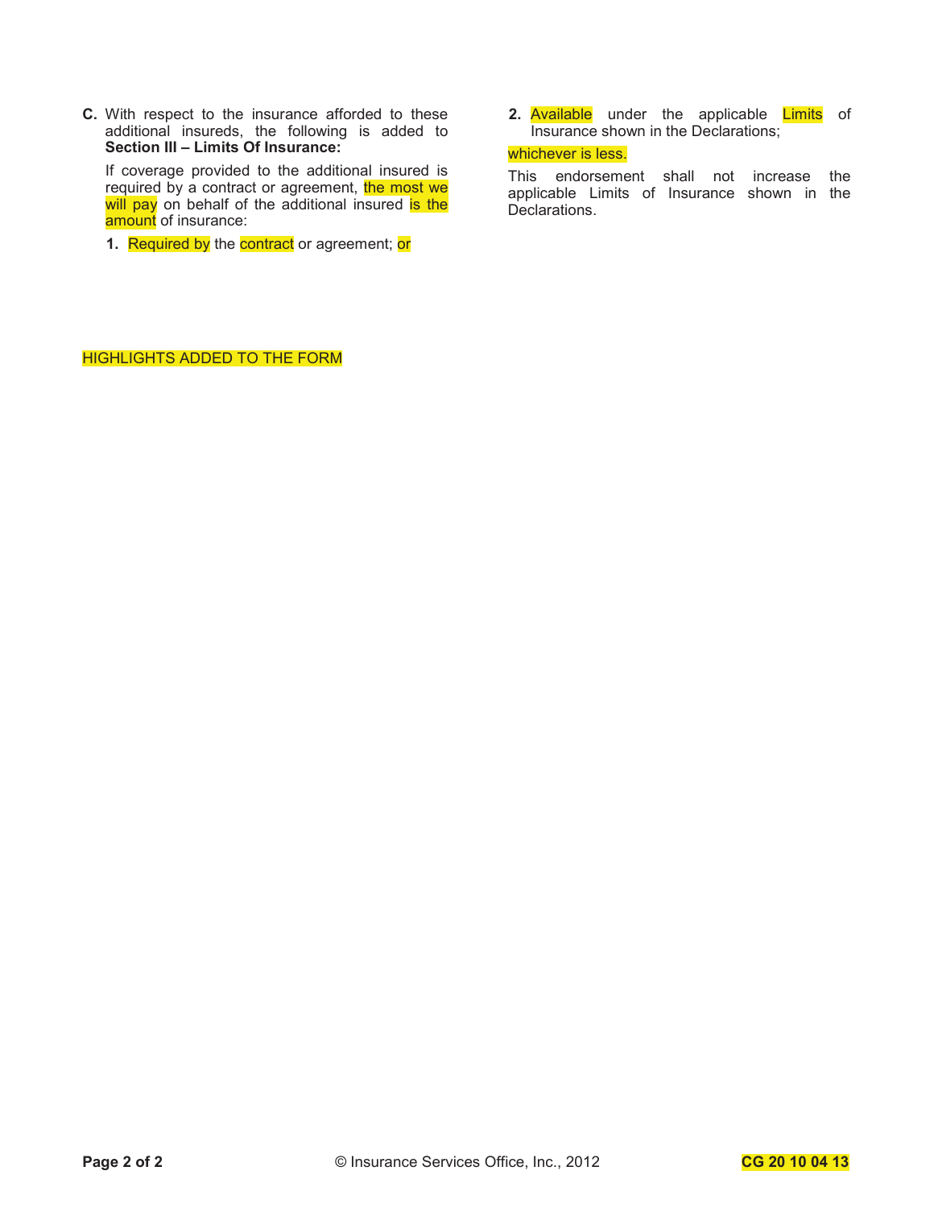**C.** With respect to the insurance afforded to these additional insureds, the following is added to **Section III – Limits Of Insurance:**

If coverage provided to the additional insured is required by a contract or agreement, the most we will pay on behalf of the additional insured is the amount of insurance:

1. Required by the contract or agreement; or
2. Available under the applicable Limits of Insurance shown in the Declarations;

whichever is less.

This endorsement shall not increase the applicable Limits of Insurance shown in the Declarations.

HIGHLIGHTS ADDED TO THE FORM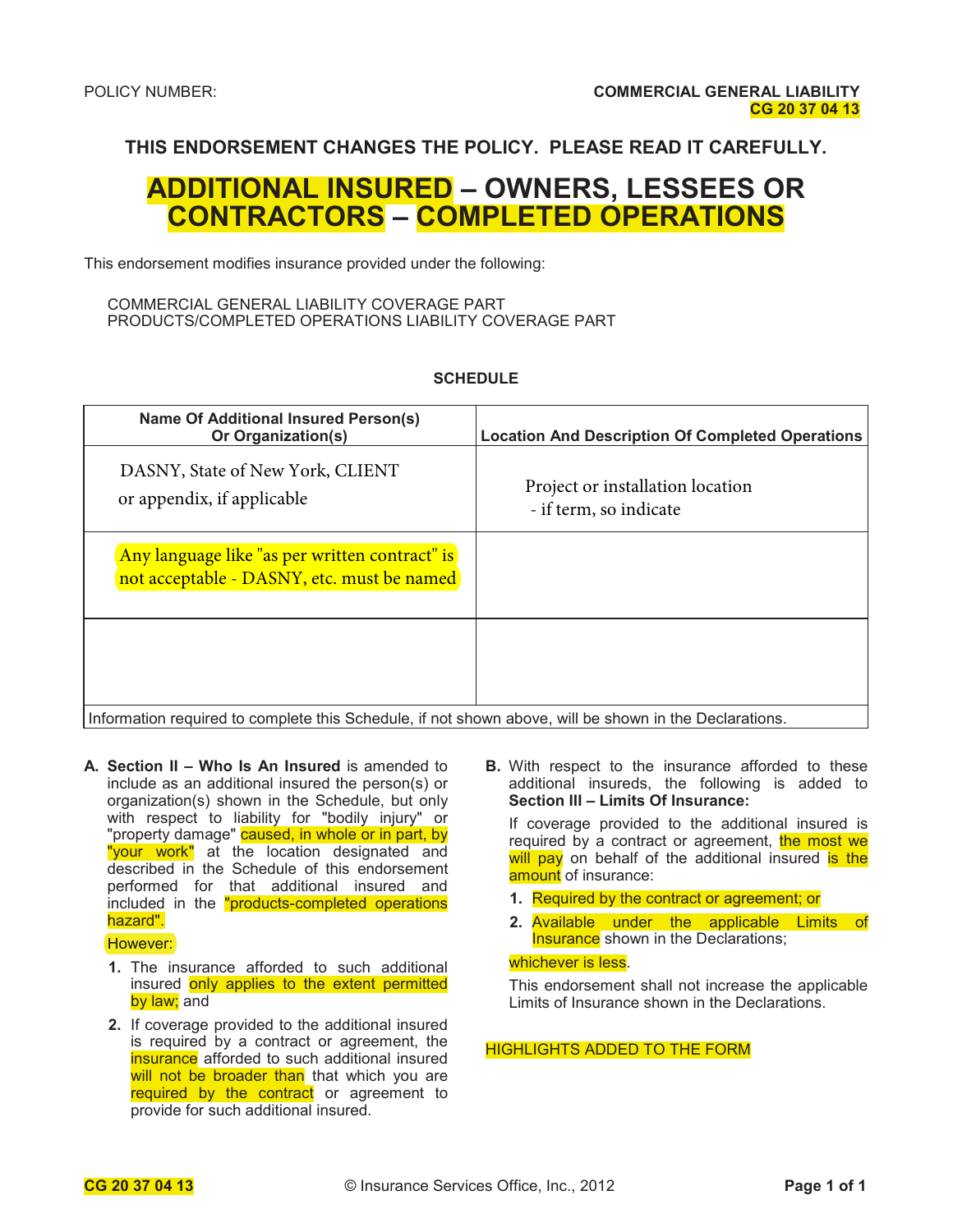POLICY NUMBER:

**COMMERCIAL GENERAL LIABILITY**
**CG 20 37 04 13**

**THIS ENDORSEMENT CHANGES THE POLICY. PLEASE READ IT CAREFULLY.**

# ADDITIONAL INSURED – OWNERS, LESSEES OR CONTRACTORS – COMPLETED OPERATIONS

This endorsement modifies insurance provided under the following:

COMMERCIAL GENERAL LIABILITY COVERAGE PART
PRODUCTS/COMPLETED OPERATIONS LIABILITY COVERAGE PART

**SCHEDULE**

| Name Of Additional Insured Person(s) Or Organization(s) | Location And Description Of Completed Operations |
|---|---|
| DASNY, State of New York, CLIENT or appendix, if applicable | Project or installation location - if term, so indicate |
| Any language like "as per written contract" is not acceptable - DASNY, etc. must be named | |
| | |
| Information required to complete this Schedule, if not shown above, will be shown in the Declarations. | |

**A. Section II – Who Is An Insured** is amended to include as an additional insured the person(s) or organization(s) shown in the Schedule, but only with respect to liability for "bodily injury" or "property damage" caused, in whole or in part, by "your work" at the location designated and described in the Schedule of this endorsement performed for that additional insured and included in the "products-completed operations hazard".

However:

1. The insurance afforded to such additional insured only applies to the extent permitted by law; and
2. If coverage provided to the additional insured is required by a contract or agreement, the insurance afforded to such additional insured will not be broader than that which you are required by the contract or agreement to provide for such additional insured.

**B.** With respect to the insurance afforded to these additional insureds, the following is added to **Section III – Limits Of Insurance:**

If coverage provided to the additional insured is required by a contract or agreement, the most we will pay on behalf of the additional insured is the amount of insurance:

1. Required by the contract or agreement; or
2. Available under the applicable Limits of Insurance shown in the Declarations;

whichever is less.

This endorsement shall not increase the applicable Limits of Insurance shown in the Declarations.

HIGHLIGHTS ADDED TO THE FORM

CG 20 37 04 13 © Insurance Services Office, Inc., 2012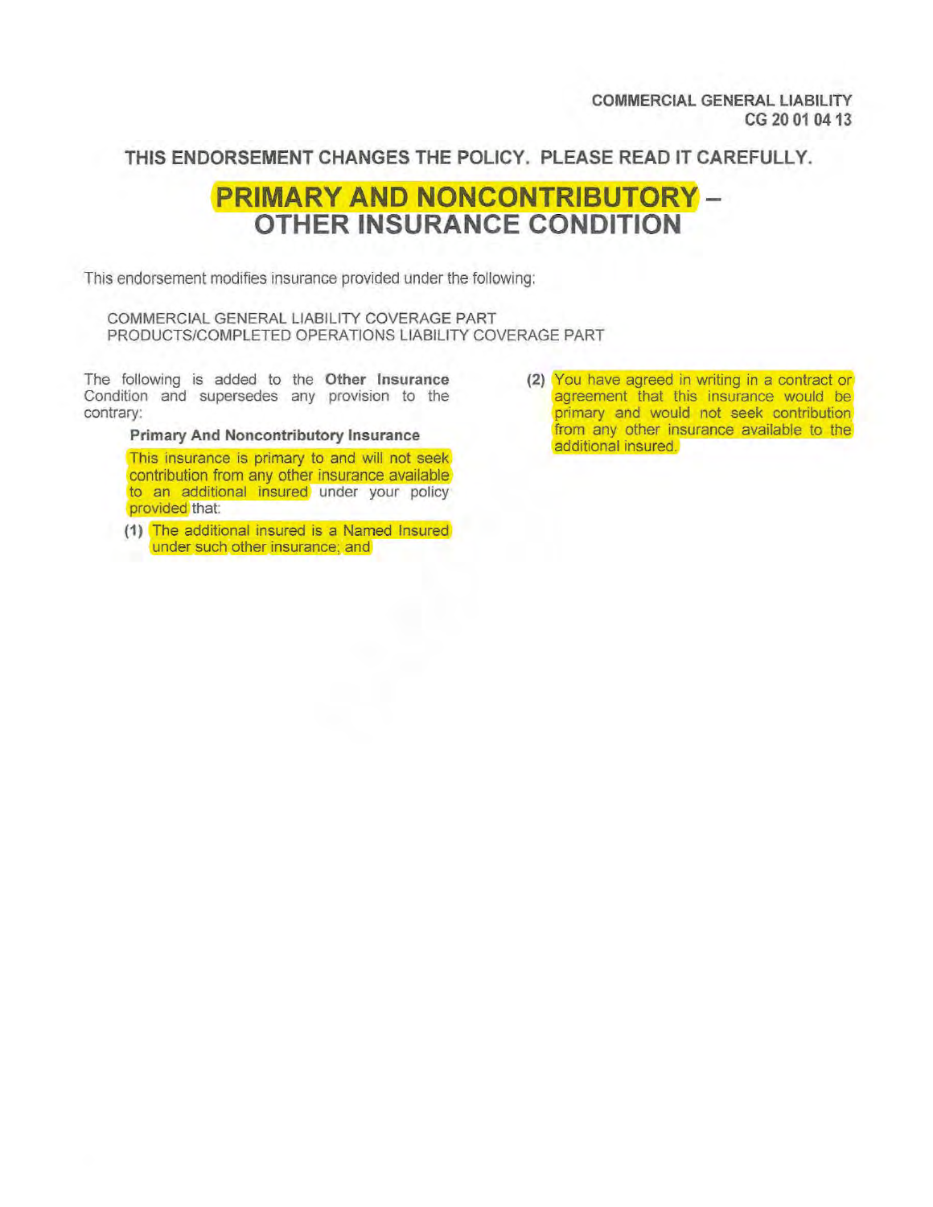COMMERCIAL GENERAL LIABILITY
CG 20 01 04 13

**THIS ENDORSEMENT CHANGES THE POLICY. PLEASE READ IT CAREFULLY.**

# PRIMARY AND NONCONTRIBUTORY – OTHER INSURANCE CONDITION

This endorsement modifies insurance provided under the following:

COMMERCIAL GENERAL LIABILITY COVERAGE PART
PRODUCTS/COMPLETED OPERATIONS LIABILITY COVERAGE PART

The following is added to the **Other Insurance** Condition and supersedes any provision to the contrary:

**Primary And Noncontributory Insurance**

This insurance is primary to and will not seek contribution from any other insurance available to an additional insured under your policy provided that:

**(1)** The additional insured is a Named Insured under such other insurance; and

**(2)** You have agreed in writing in a contract or agreement that this insurance would be primary and would not seek contribution from any other insurance available to the additional insured.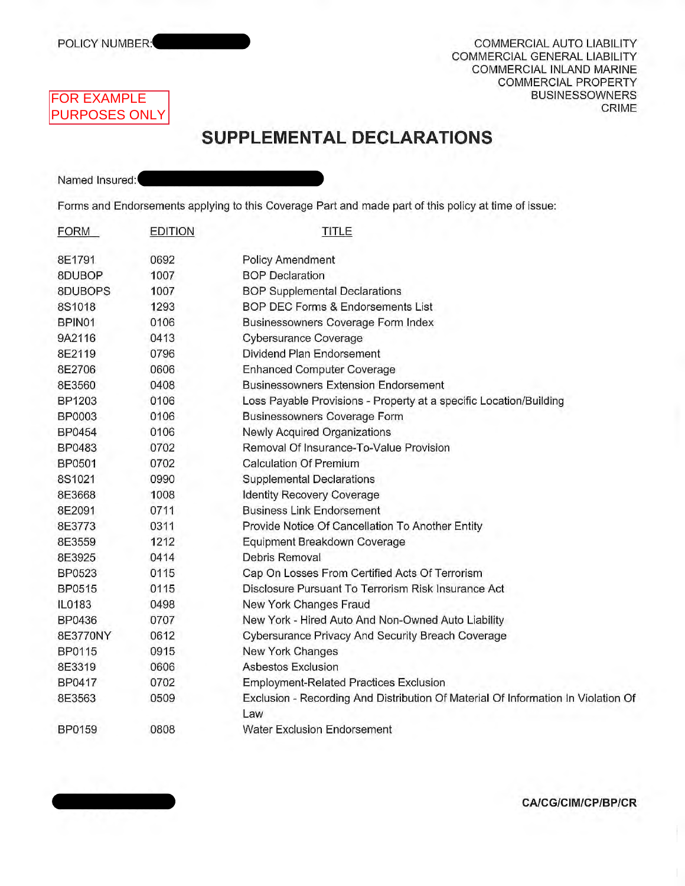POLICY NUMBER:

COMMERCIAL AUTO LIABILITY
COMMERCIAL GENERAL LIABILITY
COMMERCIAL INLAND MARINE
COMMERCIAL PROPERTY
BUSINESSOWNERS
CRIME

FOR EXAMPLE PURPOSES ONLY

# SUPPLEMENTAL DECLARATIONS

Named Insured:

Forms and Endorsements applying to this Coverage Part and made part of this policy at time of issue:

| FORM | EDITION | TITLE |
|---|---|---|
| 8E1791 | 0692 | Policy Amendment |
| 8DUBOP | 1007 | BOP Declaration |
| 8DUBOPS | 1007 | BOP Supplemental Declarations |
| 8S1018 | 1293 | BOP DEC Forms & Endorsements List |
| BPIN01 | 0106 | Businessowners Coverage Form Index |
| 9A2116 | 0413 | Cybersurance Coverage |
| 8E2119 | 0796 | Dividend Plan Endorsement |
| 8E2706 | 0606 | Enhanced Computer Coverage |
| 8E3560 | 0408 | Businessowners Extension Endorsement |
| BP1203 | 0106 | Loss Payable Provisions - Property at a specific Location/Building |
| BP0003 | 0106 | Businessowners Coverage Form |
| BP0454 | 0106 | Newly Acquired Organizations |
| BP0483 | 0702 | Removal Of Insurance-To-Value Provision |
| BP0501 | 0702 | Calculation Of Premium |
| 8S1021 | 0990 | Supplemental Declarations |
| 8E3668 | 1008 | Identity Recovery Coverage |
| 8E2091 | 0711 | Business Link Endorsement |
| 8E3773 | 0311 | Provide Notice Of Cancellation To Another Entity |
| 8E3559 | 1212 | Equipment Breakdown Coverage |
| 8E3925 | 0414 | Debris Removal |
| BP0523 | 0115 | Cap On Losses From Certified Acts Of Terrorism |
| BP0515 | 0115 | Disclosure Pursuant To Terrorism Risk Insurance Act |
| IL0183 | 0498 | New York Changes Fraud |
| BP0436 | 0707 | New York - Hired Auto And Non-Owned Auto Liability |
| 8E3770NY | 0612 | Cybersurance Privacy And Security Breach Coverage |
| BP0115 | 0915 | New York Changes |
| 8E3319 | 0606 | Asbestos Exclusion |
| BP0417 | 0702 | Employment-Related Practices Exclusion |
| 8E3563 | 0509 | Exclusion - Recording And Distribution Of Material Of Information In Violation Of Law |
| BP0159 | 0808 | Water Exclusion Endorsement |

CA/CG/CIM/CP/BP/CR